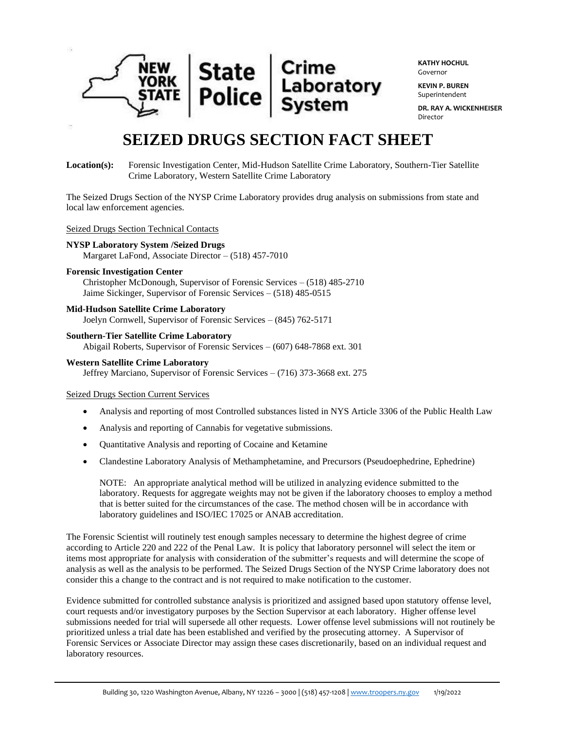New York State | State Police | Crime Laboratory System

**KATHY HOCHUL**
Governor

**KEVIN P. BUREN**
Superintendent

**DR. RAY A. WICKENHEISER**
Director

# SEIZED DRUGS SECTION FACT SHEET

**Location(s):** Forensic Investigation Center, Mid-Hudson Satellite Crime Laboratory, Southern-Tier Satellite Crime Laboratory, Western Satellite Crime Laboratory

The Seized Drugs Section of the NYSP Crime Laboratory provides drug analysis on submissions from state and local law enforcement agencies.

Seized Drugs Section Technical Contacts

**NYSP Laboratory System /Seized Drugs**
Margaret LaFond, Associate Director – (518) 457-7010

**Forensic Investigation Center**
Christopher McDonough, Supervisor of Forensic Services – (518) 485-2710
Jaime Sickinger, Supervisor of Forensic Services – (518) 485-0515

**Mid-Hudson Satellite Crime Laboratory**
Joelyn Cornwell, Supervisor of Forensic Services – (845) 762-5171

**Southern-Tier Satellite Crime Laboratory**
Abigail Roberts, Supervisor of Forensic Services – (607) 648-7868 ext. 301

**Western Satellite Crime Laboratory**
Jeffrey Marciano, Supervisor of Forensic Services – (716) 373-3668 ext. 275

Seized Drugs Section Current Services

- Analysis and reporting of most Controlled substances listed in NYS Article 3306 of the Public Health Law
- Analysis and reporting of Cannabis for vegetative submissions.
- Quantitative Analysis and reporting of Cocaine and Ketamine
- Clandestine Laboratory Analysis of Methamphetamine, and Precursors (Pseudoephedrine, Ephedrine)

  NOTE: An appropriate analytical method will be utilized in analyzing evidence submitted to the laboratory. Requests for aggregate weights may not be given if the laboratory chooses to employ a method that is better suited for the circumstances of the case. The method chosen will be in accordance with laboratory guidelines and ISO/IEC 17025 or ANAB accreditation.

The Forensic Scientist will routinely test enough samples necessary to determine the highest degree of crime according to Article 220 and 222 of the Penal Law. It is policy that laboratory personnel will select the item or items most appropriate for analysis with consideration of the submitter's requests and will determine the scope of analysis as well as the analysis to be performed. The Seized Drugs Section of the NYSP Crime laboratory does not consider this a change to the contract and is not required to make notification to the customer.

Evidence submitted for controlled substance analysis is prioritized and assigned based upon statutory offense level, court requests and/or investigatory purposes by the Section Supervisor at each laboratory. Higher offense level submissions needed for trial will supersede all other requests. Lower offense level submissions will not routinely be prioritized unless a trial date has been established and verified by the prosecuting attorney. A Supervisor of Forensic Services or Associate Director may assign these cases discretionarily, based on an individual request and laboratory resources.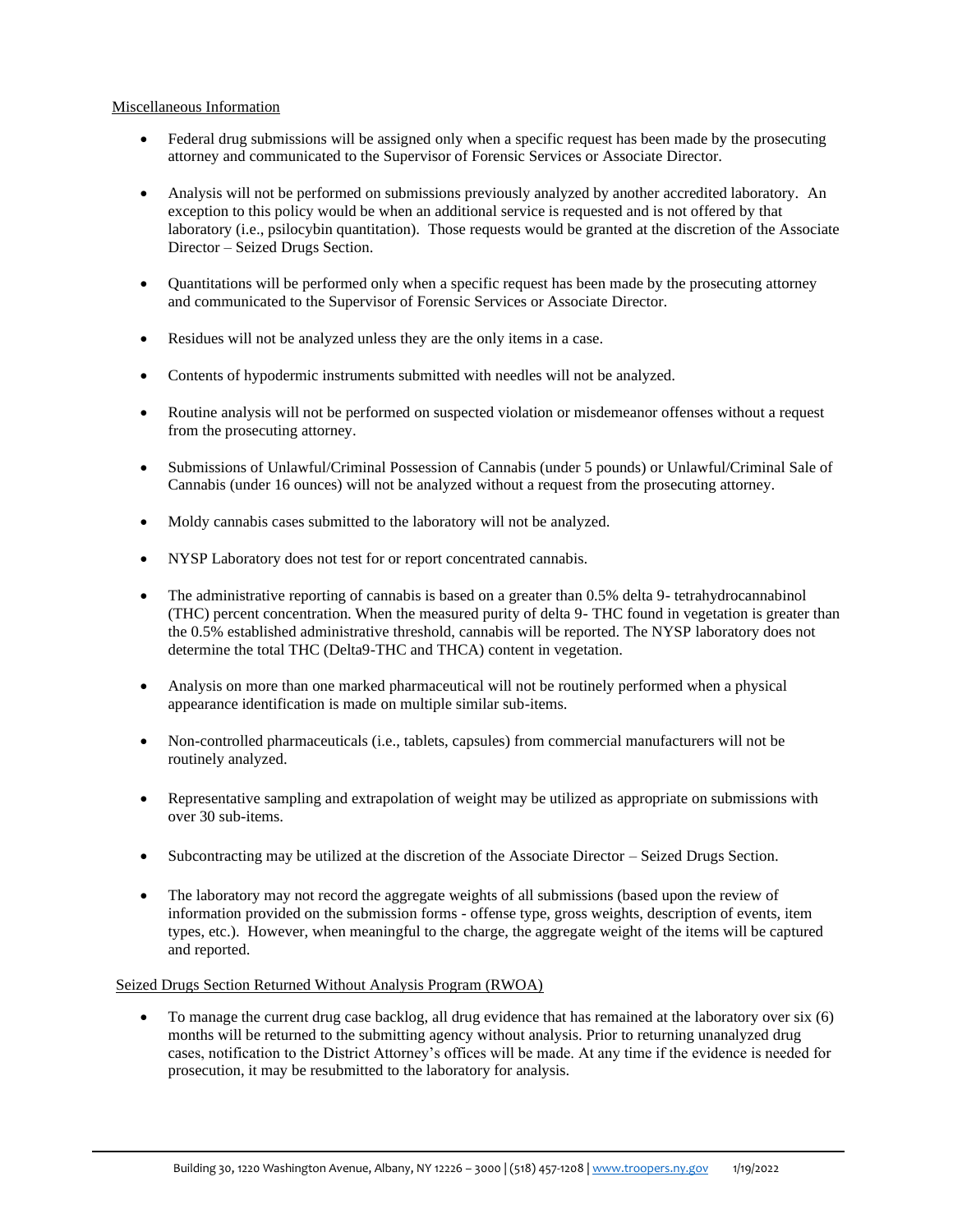Miscellaneous Information

- Federal drug submissions will be assigned only when a specific request has been made by the prosecuting attorney and communicated to the Supervisor of Forensic Services or Associate Director.
- Analysis will not be performed on submissions previously analyzed by another accredited laboratory. An exception to this policy would be when an additional service is requested and is not offered by that laboratory (i.e., psilocybin quantitation). Those requests would be granted at the discretion of the Associate Director – Seized Drugs Section.
- Quantitations will be performed only when a specific request has been made by the prosecuting attorney and communicated to the Supervisor of Forensic Services or Associate Director.
- Residues will not be analyzed unless they are the only items in a case.
- Contents of hypodermic instruments submitted with needles will not be analyzed.
- Routine analysis will not be performed on suspected violation or misdemeanor offenses without a request from the prosecuting attorney.
- Submissions of Unlawful/Criminal Possession of Cannabis (under 5 pounds) or Unlawful/Criminal Sale of Cannabis (under 16 ounces) will not be analyzed without a request from the prosecuting attorney.
- Moldy cannabis cases submitted to the laboratory will not be analyzed.
- NYSP Laboratory does not test for or report concentrated cannabis.
- The administrative reporting of cannabis is based on a greater than 0.5% delta 9- tetrahydrocannabinol (THC) percent concentration. When the measured purity of delta 9- THC found in vegetation is greater than the 0.5% established administrative threshold, cannabis will be reported. The NYSP laboratory does not determine the total THC (Delta9-THC and THCA) content in vegetation.
- Analysis on more than one marked pharmaceutical will not be routinely performed when a physical appearance identification is made on multiple similar sub-items.
- Non-controlled pharmaceuticals (i.e., tablets, capsules) from commercial manufacturers will not be routinely analyzed.
- Representative sampling and extrapolation of weight may be utilized as appropriate on submissions with over 30 sub-items.
- Subcontracting may be utilized at the discretion of the Associate Director – Seized Drugs Section.
- The laboratory may not record the aggregate weights of all submissions (based upon the review of information provided on the submission forms - offense type, gross weights, description of events, item types, etc.). However, when meaningful to the charge, the aggregate weight of the items will be captured and reported.

Seized Drugs Section Returned Without Analysis Program (RWOA)

- To manage the current drug case backlog, all drug evidence that has remained at the laboratory over six (6) months will be returned to the submitting agency without analysis. Prior to returning unanalyzed drug cases, notification to the District Attorney's offices will be made. At any time if the evidence is needed for prosecution, it may be resubmitted to the laboratory for analysis.